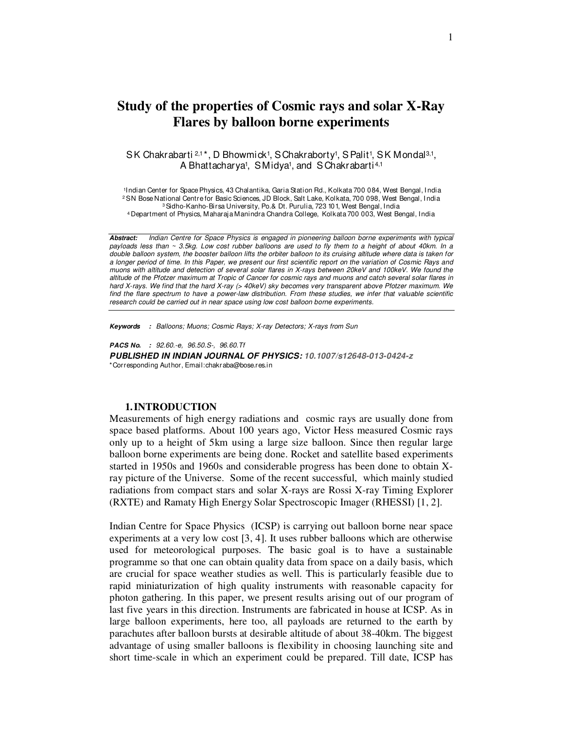# Study of the properties of Cosmic rays and solar X-Ray Flares by balloon borne experiments

S K Chakrabarti [2,1]*, D Bhowmick[1], S Chakraborty[1], S Palit[1], S K Mondal[3,1], A Bhattacharya[1], S Midya[1], and S Chakrabarti[4,1]

[1]Indian Center for Space Physics, 43 Chalantika, Garia Station Rd., Kolkata 700 084, West Bengal, India
[2]SN Bose National Centre for Basic Sciences, JD Block, Salt Lake, Kolkata, 700 098, West Bengal, India
[3]Sidho-Kanho-Birsa University, Po.& Dt. Purulia, 723 101, West Bengal, India
[4]Department of Physics, Maharaja Manindra Chandra College, Kolkata 700 003, West Bengal, India

***Abstract:*** *Indian Centre for Space Physics is engaged in pioneering balloon borne experiments with typical payloads less than ~ 3.5kg. Low cost rubber balloons are used to fly them to a height of about 40km. In a double balloon system, the booster balloon lifts the orbiter balloon to its cruising altitude where data is taken for a longer period of time. In this Paper, we present our first scientific report on the variation of Cosmic Rays and muons with altitude and detection of several solar flares in X-rays between 20keV and 100keV. We found the altitude of the Pfotzer maximum at Tropic of Cancer for cosmic rays and muons and catch several solar flares in hard X-rays. We find that the hard X-ray (> 40keV) sky becomes very transparent above Pfotzer maximum. We find the flare spectrum to have a power-law distribution. From these studies, we infer that valuable scientific research could be carried out in near space using low cost balloon borne experiments.*

***Keywords :*** *Balloons; Muons; Cosmic Rays; X-ray Detectors; X-rays from Sun*

***PACS No. :*** *92.60.-e, 96.50.S-, 96.60.Tf*
***PUBLISHED IN INDIAN JOURNAL OF PHYSICS: 10.1007/s12648-013-0424-z***
*Corresponding Author, Email:chakraba@bose.res.in

## 1. INTRODUCTION

Measurements of high energy radiations and cosmic rays are usually done from space based platforms. About 100 years ago, Victor Hess measured Cosmic rays only up to a height of 5km using a large size balloon. Since then regular large balloon borne experiments are being done. Rocket and satellite based experiments started in 1950s and 1960s and considerable progress has been done to obtain X-ray picture of the Universe. Some of the recent successful, which mainly studied radiations from compact stars and solar X-rays are Rossi X-ray Timing Explorer (RXTE) and Ramaty High Energy Solar Spectroscopic Imager (RHESSI) [1, 2].

Indian Centre for Space Physics (ICSP) is carrying out balloon borne near space experiments at a very low cost [3, 4]. It uses rubber balloons which are otherwise used for meteorological purposes. The basic goal is to have a sustainable programme so that one can obtain quality data from space on a daily basis, which are crucial for space weather studies as well. This is particularly feasible due to rapid miniaturization of high quality instruments with reasonable capacity for photon gathering. In this paper, we present results arising out of our program of last five years in this direction. Instruments are fabricated in house at ICSP. As in large balloon experiments, here too, all payloads are returned to the earth by parachutes after balloon bursts at desirable altitude of about 38-40km. The biggest advantage of using smaller balloons is flexibility in choosing launching site and short time-scale in which an experiment could be prepared. Till date, ICSP has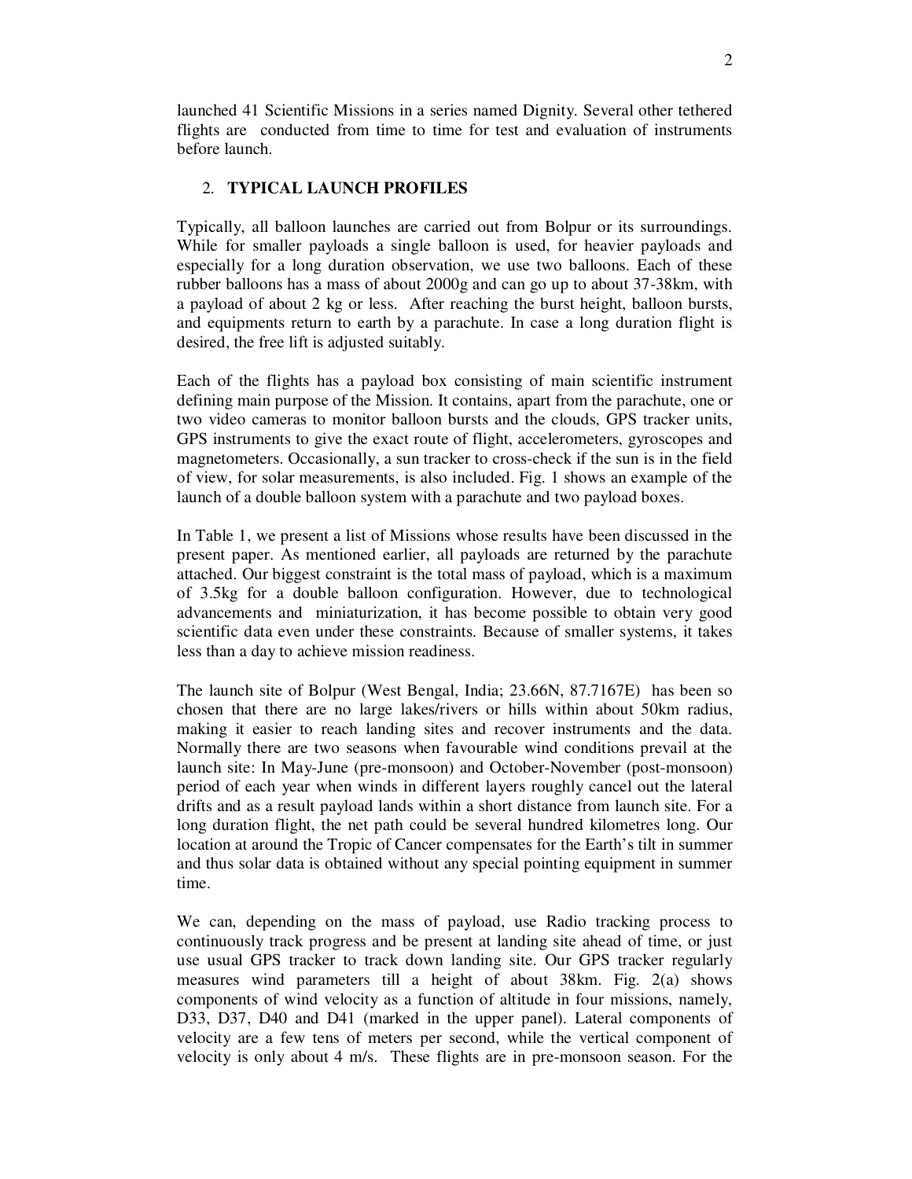launched 41 Scientific Missions in a series named Dignity. Several other tethered flights are conducted from time to time for test and evaluation of instruments before launch.

## 2. TYPICAL LAUNCH PROFILES

Typically, all balloon launches are carried out from Bolpur or its surroundings. While for smaller payloads a single balloon is used, for heavier payloads and especially for a long duration observation, we use two balloons. Each of these rubber balloons has a mass of about 2000g and can go up to about 37-38km, with a payload of about 2 kg or less. After reaching the burst height, balloon bursts, and equipments return to earth by a parachute. In case a long duration flight is desired, the free lift is adjusted suitably.

Each of the flights has a payload box consisting of main scientific instrument defining main purpose of the Mission. It contains, apart from the parachute, one or two video cameras to monitor balloon bursts and the clouds, GPS tracker units, GPS instruments to give the exact route of flight, accelerometers, gyroscopes and magnetometers. Occasionally, a sun tracker to cross-check if the sun is in the field of view, for solar measurements, is also included. Fig. 1 shows an example of the launch of a double balloon system with a parachute and two payload boxes.

In Table 1, we present a list of Missions whose results have been discussed in the present paper. As mentioned earlier, all payloads are returned by the parachute attached. Our biggest constraint is the total mass of payload, which is a maximum of 3.5kg for a double balloon configuration. However, due to technological advancements and miniaturization, it has become possible to obtain very good scientific data even under these constraints. Because of smaller systems, it takes less than a day to achieve mission readiness.

The launch site of Bolpur (West Bengal, India; 23.66N, 87.7167E) has been so chosen that there are no large lakes/rivers or hills within about 50km radius, making it easier to reach landing sites and recover instruments and the data. Normally there are two seasons when favourable wind conditions prevail at the launch site: In May-June (pre-monsoon) and October-November (post-monsoon) period of each year when winds in different layers roughly cancel out the lateral drifts and as a result payload lands within a short distance from launch site. For a long duration flight, the net path could be several hundred kilometres long. Our location at around the Tropic of Cancer compensates for the Earth's tilt in summer and thus solar data is obtained without any special pointing equipment in summer time.

We can, depending on the mass of payload, use Radio tracking process to continuously track progress and be present at landing site ahead of time, or just use usual GPS tracker to track down landing site. Our GPS tracker regularly measures wind parameters till a height of about 38km. Fig. 2(a) shows components of wind velocity as a function of altitude in four missions, namely, D33, D37, D40 and D41 (marked in the upper panel). Lateral components of velocity are a few tens of meters per second, while the vertical component of velocity is only about 4 m/s. These flights are in pre-monsoon season. For the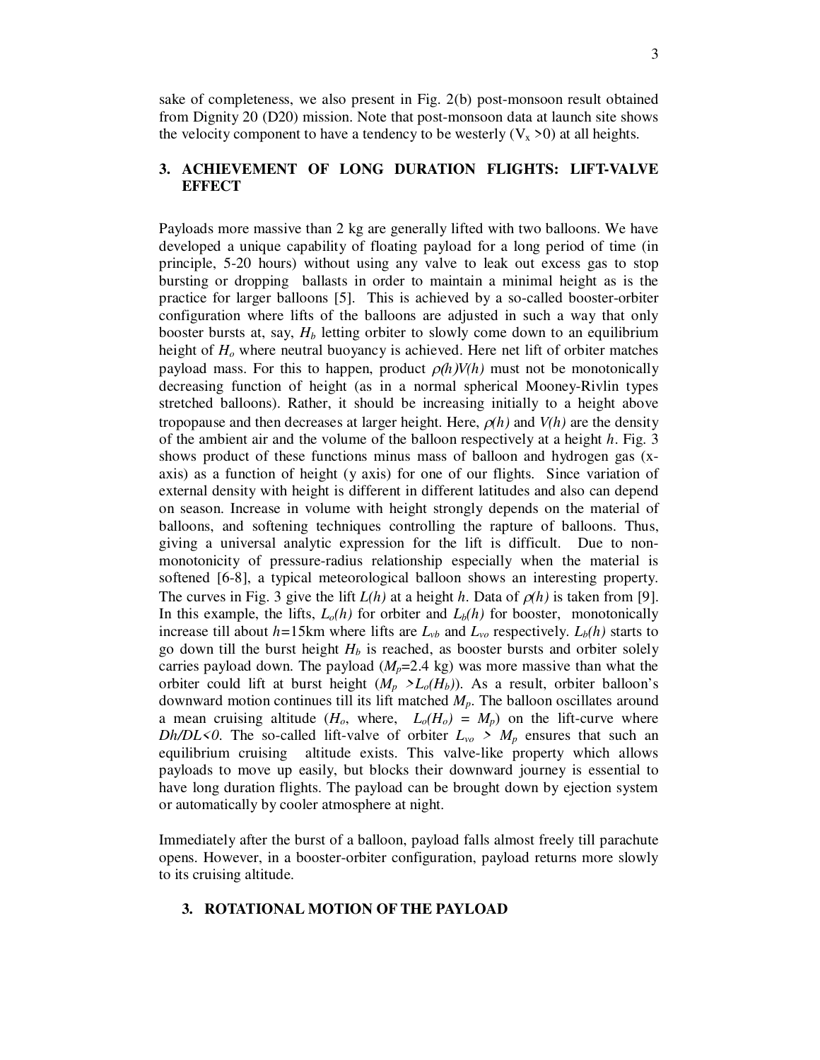sake of completeness, we also present in Fig. 2(b) post-monsoon result obtained from Dignity 20 (D20) mission. Note that post-monsoon data at launch site shows the velocity component to have a tendency to be westerly ($V_x > 0$) at all heights.

## 3. ACHIEVEMENT OF LONG DURATION FLIGHTS: LIFT-VALVE EFFECT

Payloads more massive than 2 kg are generally lifted with two balloons. We have developed a unique capability of floating payload for a long period of time (in principle, 5-20 hours) without using any valve to leak out excess gas to stop bursting or dropping ballasts in order to maintain a minimal height as is the practice for larger balloons [5]. This is achieved by a so-called booster-orbiter configuration where lifts of the balloons are adjusted in such a way that only booster bursts at, say, $H_b$ letting orbiter to slowly come down to an equilibrium height of $H_o$ where neutral buoyancy is achieved. Here net lift of orbiter matches payload mass. For this to happen, product $\rho(h)V(h)$ must not be monotonically decreasing function of height (as in a normal spherical Mooney-Rivlin types stretched balloons). Rather, it should be increasing initially to a height above tropopause and then decreases at larger height. Here, $\rho(h)$ and $V(h)$ are the density of the ambient air and the volume of the balloon respectively at a height $h$. Fig. 3 shows product of these functions minus mass of balloon and hydrogen gas (x-axis) as a function of height (y axis) for one of our flights. Since variation of external density with height is different in different latitudes and also can depend on season. Increase in volume with height strongly depends on the material of balloons, and softening techniques controlling the rapture of balloons. Thus, giving a universal analytic expression for the lift is difficult. Due to non-monotonicity of pressure-radius relationship especially when the material is softened [6-8], a typical meteorological balloon shows an interesting property. The curves in Fig. 3 give the lift $L(h)$ at a height $h$. Data of $\rho(h)$ is taken from [9]. In this example, the lifts, $L_o(h)$ for orbiter and $L_b(h)$ for booster, monotonically increase till about $h$=15km where lifts are $L_{vb}$ and $L_{vo}$ respectively. $L_b(h)$ starts to go down till the burst height $H_b$ is reached, as booster bursts and orbiter solely carries payload down. The payload ($M_p$=2.4 kg) was more massive than what the orbiter could lift at burst height ($M_p > L_o(H_b)$). As a result, orbiter balloon's downward motion continues till its lift matched $M_p$. The balloon oscillates around a mean cruising altitude ($H_o$, where, $L_o(H_o) = M_p$) on the lift-curve where $Dh/DL<0$. The so-called lift-valve of orbiter $L_{vo} > M_p$ ensures that such an equilibrium cruising altitude exists. This valve-like property which allows payloads to move up easily, but blocks their downward journey is essential to have long duration flights. The payload can be brought down by ejection system or automatically by cooler atmosphere at night.

Immediately after the burst of a balloon, payload falls almost freely till parachute opens. However, in a booster-orbiter configuration, payload returns more slowly to its cruising altitude.

## 3. ROTATIONAL MOTION OF THE PAYLOAD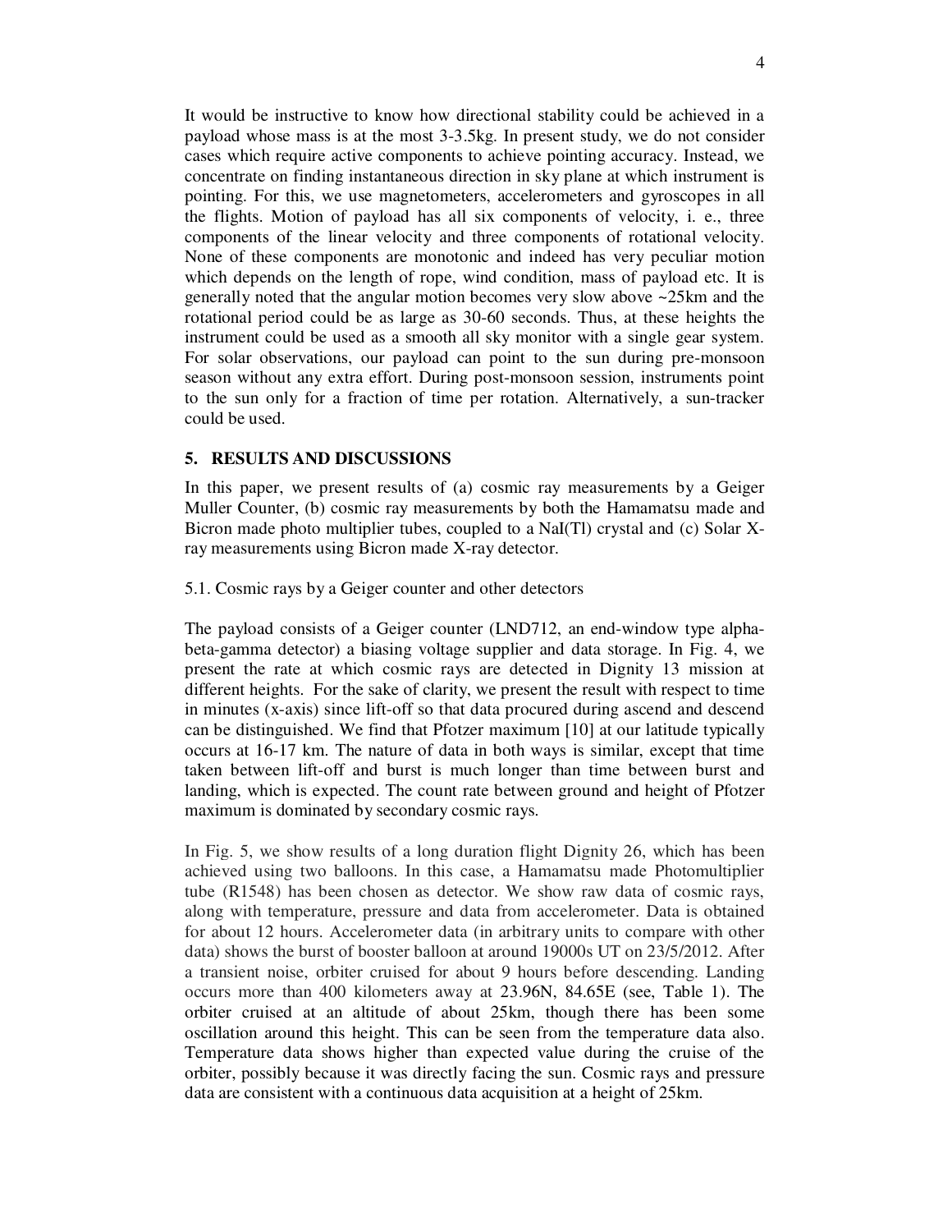It would be instructive to know how directional stability could be achieved in a payload whose mass is at the most 3-3.5kg. In present study, we do not consider cases which require active components to achieve pointing accuracy. Instead, we concentrate on finding instantaneous direction in sky plane at which instrument is pointing. For this, we use magnetometers, accelerometers and gyroscopes in all the flights. Motion of payload has all six components of velocity, i. e., three components of the linear velocity and three components of rotational velocity. None of these components are monotonic and indeed has very peculiar motion which depends on the length of rope, wind condition, mass of payload etc. It is generally noted that the angular motion becomes very slow above ~25km and the rotational period could be as large as 30-60 seconds. Thus, at these heights the instrument could be used as a smooth all sky monitor with a single gear system. For solar observations, our payload can point to the sun during pre-monsoon season without any extra effort. During post-monsoon session, instruments point to the sun only for a fraction of time per rotation. Alternatively, a sun-tracker could be used.

## 5. RESULTS AND DISCUSSIONS

In this paper, we present results of (a) cosmic ray measurements by a Geiger Muller Counter, (b) cosmic ray measurements by both the Hamamatsu made and Bicron made photo multiplier tubes, coupled to a NaI(Tl) crystal and (c) Solar X-ray measurements using Bicron made X-ray detector.

### 5.1. Cosmic rays by a Geiger counter and other detectors

The payload consists of a Geiger counter (LND712, an end-window type alpha-beta-gamma detector) a biasing voltage supplier and data storage. In Fig. 4, we present the rate at which cosmic rays are detected in Dignity 13 mission at different heights. For the sake of clarity, we present the result with respect to time in minutes (x-axis) since lift-off so that data procured during ascend and descend can be distinguished. We find that Pfotzer maximum [10] at our latitude typically occurs at 16-17 km. The nature of data in both ways is similar, except that time taken between lift-off and burst is much longer than time between burst and landing, which is expected. The count rate between ground and height of Pfotzer maximum is dominated by secondary cosmic rays.

In Fig. 5, we show results of a long duration flight Dignity 26, which has been achieved using two balloons. In this case, a Hamamatsu made Photomultiplier tube (R1548) has been chosen as detector. We show raw data of cosmic rays, along with temperature, pressure and data from accelerometer. Data is obtained for about 12 hours. Accelerometer data (in arbitrary units to compare with other data) shows the burst of booster balloon at around 19000s UT on 23/5/2012. After a transient noise, orbiter cruised for about 9 hours before descending. Landing occurs more than 400 kilometers away at 23.96N, 84.65E (see, Table 1). The orbiter cruised at an altitude of about 25km, though there has been some oscillation around this height. This can be seen from the temperature data also. Temperature data shows higher than expected value during the cruise of the orbiter, possibly because it was directly facing the sun. Cosmic rays and pressure data are consistent with a continuous data acquisition at a height of 25km.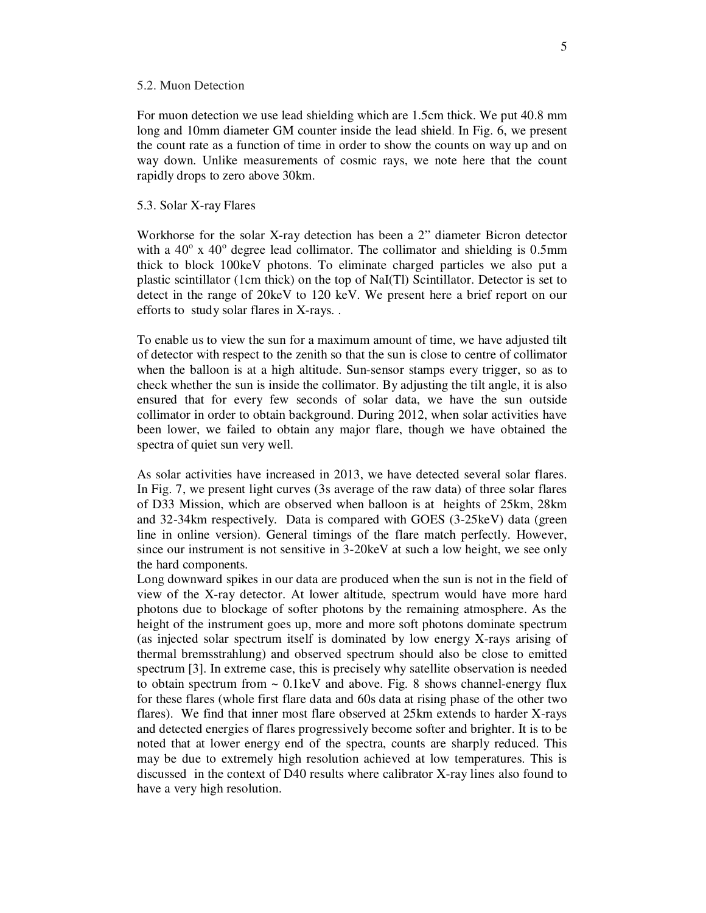### 5.2. Muon Detection

For muon detection we use lead shielding which are 1.5cm thick. We put 40.8 mm long and 10mm diameter GM counter inside the lead shield. In Fig. 6, we present the count rate as a function of time in order to show the counts on way up and on way down. Unlike measurements of cosmic rays, we note here that the count rapidly drops to zero above 30km.

### 5.3. Solar X-ray Flares

Workhorse for the solar X-ray detection has been a 2" diameter Bicron detector with a $40^o$ x $40^o$ degree lead collimator. The collimator and shielding is 0.5mm thick to block 100keV photons. To eliminate charged particles we also put a plastic scintillator (1cm thick) on the top of NaI(Tl) Scintillator. Detector is set to detect in the range of 20keV to 120 keV. We present here a brief report on our efforts to study solar flares in X-rays. .

To enable us to view the sun for a maximum amount of time, we have adjusted tilt of detector with respect to the zenith so that the sun is close to centre of collimator when the balloon is at a high altitude. Sun-sensor stamps every trigger, so as to check whether the sun is inside the collimator. By adjusting the tilt angle, it is also ensured that for every few seconds of solar data, we have the sun outside collimator in order to obtain background. During 2012, when solar activities have been lower, we failed to obtain any major flare, though we have obtained the spectra of quiet sun very well.

As solar activities have increased in 2013, we have detected several solar flares. In Fig. 7, we present light curves (3s average of the raw data) of three solar flares of D33 Mission, which are observed when balloon is at heights of 25km, 28km and 32-34km respectively. Data is compared with GOES (3-25keV) data (green line in online version). General timings of the flare match perfectly. However, since our instrument is not sensitive in 3-20keV at such a low height, we see only the hard components.

Long downward spikes in our data are produced when the sun is not in the field of view of the X-ray detector. At lower altitude, spectrum would have more hard photons due to blockage of softer photons by the remaining atmosphere. As the height of the instrument goes up, more and more soft photons dominate spectrum (as injected solar spectrum itself is dominated by low energy X-rays arising of thermal bremsstrahlung) and observed spectrum should also be close to emitted spectrum [3]. In extreme case, this is precisely why satellite observation is needed to obtain spectrum from ~ 0.1keV and above. Fig. 8 shows channel-energy flux for these flares (whole first flare data and 60s data at rising phase of the other two flares). We find that inner most flare observed at 25km extends to harder X-rays and detected energies of flares progressively become softer and brighter. It is to be noted that at lower energy end of the spectra, counts are sharply reduced. This may be due to extremely high resolution achieved at low temperatures. This is discussed in the context of D40 results where calibrator X-ray lines also found to have a very high resolution.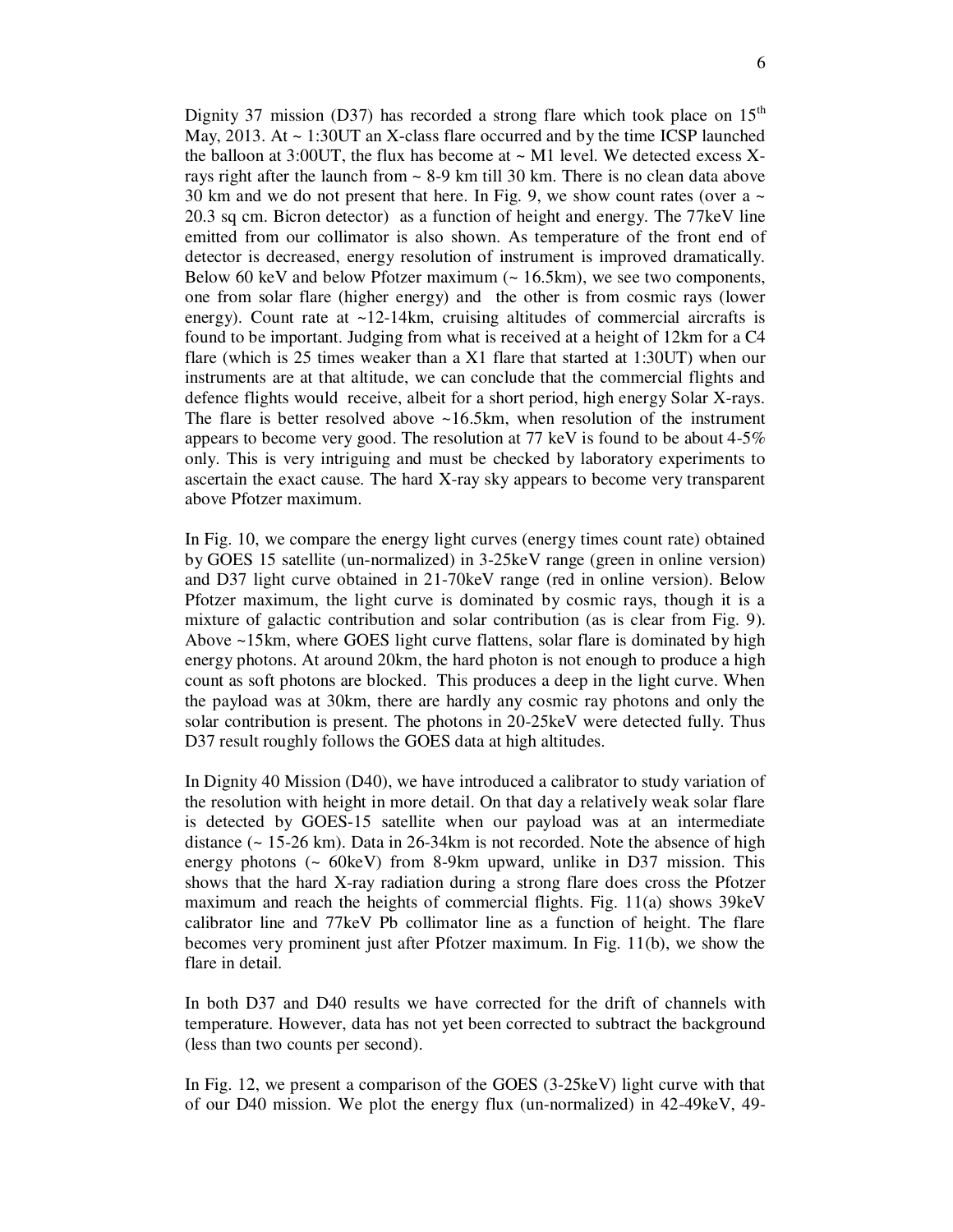Dignity 37 mission (D37) has recorded a strong flare which took place on 15th May, 2013. At ~ 1:30UT an X-class flare occurred and by the time ICSP launched the balloon at 3:00UT, the flux has become at ~ M1 level. We detected excess X-rays right after the launch from ~ 8-9 km till 30 km. There is no clean data above 30 km and we do not present that here. In Fig. 9, we show count rates (over a ~ 20.3 sq cm. Bicron detector) as a function of height and energy. The 77keV line emitted from our collimator is also shown. As temperature of the front end of detector is decreased, energy resolution of instrument is improved dramatically. Below 60 keV and below Pfotzer maximum (~ 16.5km), we see two components, one from solar flare (higher energy) and the other is from cosmic rays (lower energy). Count rate at ~12-14km, cruising altitudes of commercial aircrafts is found to be important. Judging from what is received at a height of 12km for a C4 flare (which is 25 times weaker than a X1 flare that started at 1:30UT) when our instruments are at that altitude, we can conclude that the commercial flights and defence flights would receive, albeit for a short period, high energy Solar X-rays. The flare is better resolved above ~16.5km, when resolution of the instrument appears to become very good. The resolution at 77 keV is found to be about 4-5% only. This is very intriguing and must be checked by laboratory experiments to ascertain the exact cause. The hard X-ray sky appears to become very transparent above Pfotzer maximum.

In Fig. 10, we compare the energy light curves (energy times count rate) obtained by GOES 15 satellite (un-normalized) in 3-25keV range (green in online version) and D37 light curve obtained in 21-70keV range (red in online version). Below Pfotzer maximum, the light curve is dominated by cosmic rays, though it is a mixture of galactic contribution and solar contribution (as is clear from Fig. 9). Above ~15km, where GOES light curve flattens, solar flare is dominated by high energy photons. At around 20km, the hard photon is not enough to produce a high count as soft photons are blocked. This produces a deep in the light curve. When the payload was at 30km, there are hardly any cosmic ray photons and only the solar contribution is present. The photons in 20-25keV were detected fully. Thus D37 result roughly follows the GOES data at high altitudes.

In Dignity 40 Mission (D40), we have introduced a calibrator to study variation of the resolution with height in more detail. On that day a relatively weak solar flare is detected by GOES-15 satellite when our payload was at an intermediate distance (~ 15-26 km). Data in 26-34km is not recorded. Note the absence of high energy photons (~ 60keV) from 8-9km upward, unlike in D37 mission. This shows that the hard X-ray radiation during a strong flare does cross the Pfotzer maximum and reach the heights of commercial flights. Fig. 11(a) shows 39keV calibrator line and 77keV Pb collimator line as a function of height. The flare becomes very prominent just after Pfotzer maximum. In Fig. 11(b), we show the flare in detail.

In both D37 and D40 results we have corrected for the drift of channels with temperature. However, data has not yet been corrected to subtract the background (less than two counts per second).

In Fig. 12, we present a comparison of the GOES (3-25keV) light curve with that of our D40 mission. We plot the energy flux (un-normalized) in 42-49keV, 49-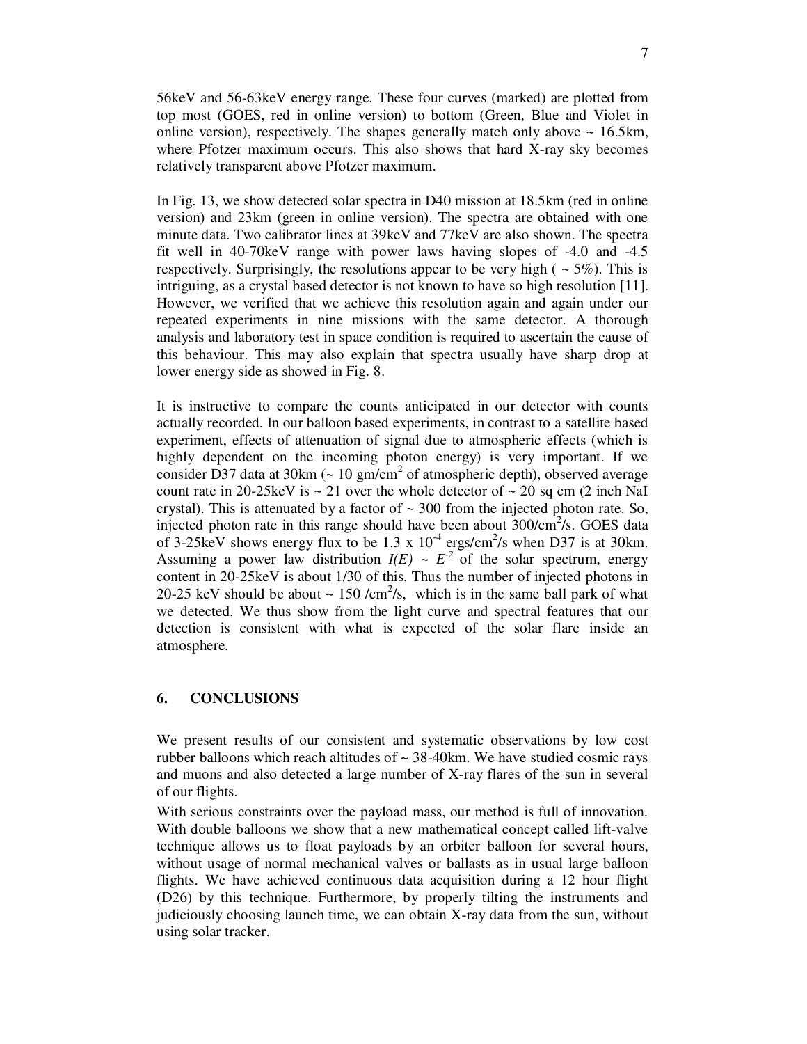56keV and 56-63keV energy range. These four curves (marked) are plotted from top most (GOES, red in online version) to bottom (Green, Blue and Violet in online version), respectively. The shapes generally match only above ~ 16.5km, where Pfotzer maximum occurs. This also shows that hard X-ray sky becomes relatively transparent above Pfotzer maximum.

In Fig. 13, we show detected solar spectra in D40 mission at 18.5km (red in online version) and 23km (green in online version). The spectra are obtained with one minute data. Two calibrator lines at 39keV and 77keV are also shown. The spectra fit well in 40-70keV range with power laws having slopes of -4.0 and -4.5 respectively. Surprisingly, the resolutions appear to be very high ( ~ 5%). This is intriguing, as a crystal based detector is not known to have so high resolution [11]. However, we verified that we achieve this resolution again and again under our repeated experiments in nine missions with the same detector. A thorough analysis and laboratory test in space condition is required to ascertain the cause of this behaviour. This may also explain that spectra usually have sharp drop at lower energy side as showed in Fig. 8.

It is instructive to compare the counts anticipated in our detector with counts actually recorded. In our balloon based experiments, in contrast to a satellite based experiment, effects of attenuation of signal due to atmospheric effects (which is highly dependent on the incoming photon energy) is very important. If we consider D37 data at 30km (~ 10 gm/cm$^2$ of atmospheric depth), observed average count rate in 20-25keV is ~ 21 over the whole detector of ~ 20 sq cm (2 inch NaI crystal). This is attenuated by a factor of ~ 300 from the injected photon rate. So, injected photon rate in this range should have been about 300/cm$^2$/s. GOES data of 3-25keV shows energy flux to be 1.3 x 10$^{-4}$ ergs/cm$^2$/s when D37 is at 30km. Assuming a power law distribution $I(E) \sim E^{-2}$ of the solar spectrum, energy content in 20-25keV is about 1/30 of this. Thus the number of injected photons in 20-25 keV should be about ~ 150 /cm$^2$/s, which is in the same ball park of what we detected. We thus show from the light curve and spectral features that our detection is consistent with what is expected of the solar flare inside an atmosphere.

## 6. CONCLUSIONS

We present results of our consistent and systematic observations by low cost rubber balloons which reach altitudes of ~ 38-40km. We have studied cosmic rays and muons and also detected a large number of X-ray flares of the sun in several of our flights.

With serious constraints over the payload mass, our method is full of innovation. With double balloons we show that a new mathematical concept called lift-valve technique allows us to float payloads by an orbiter balloon for several hours, without usage of normal mechanical valves or ballasts as in usual large balloon flights. We have achieved continuous data acquisition during a 12 hour flight (D26) by this technique. Furthermore, by properly tilting the instruments and judiciously choosing launch time, we can obtain X-ray data from the sun, without using solar tracker.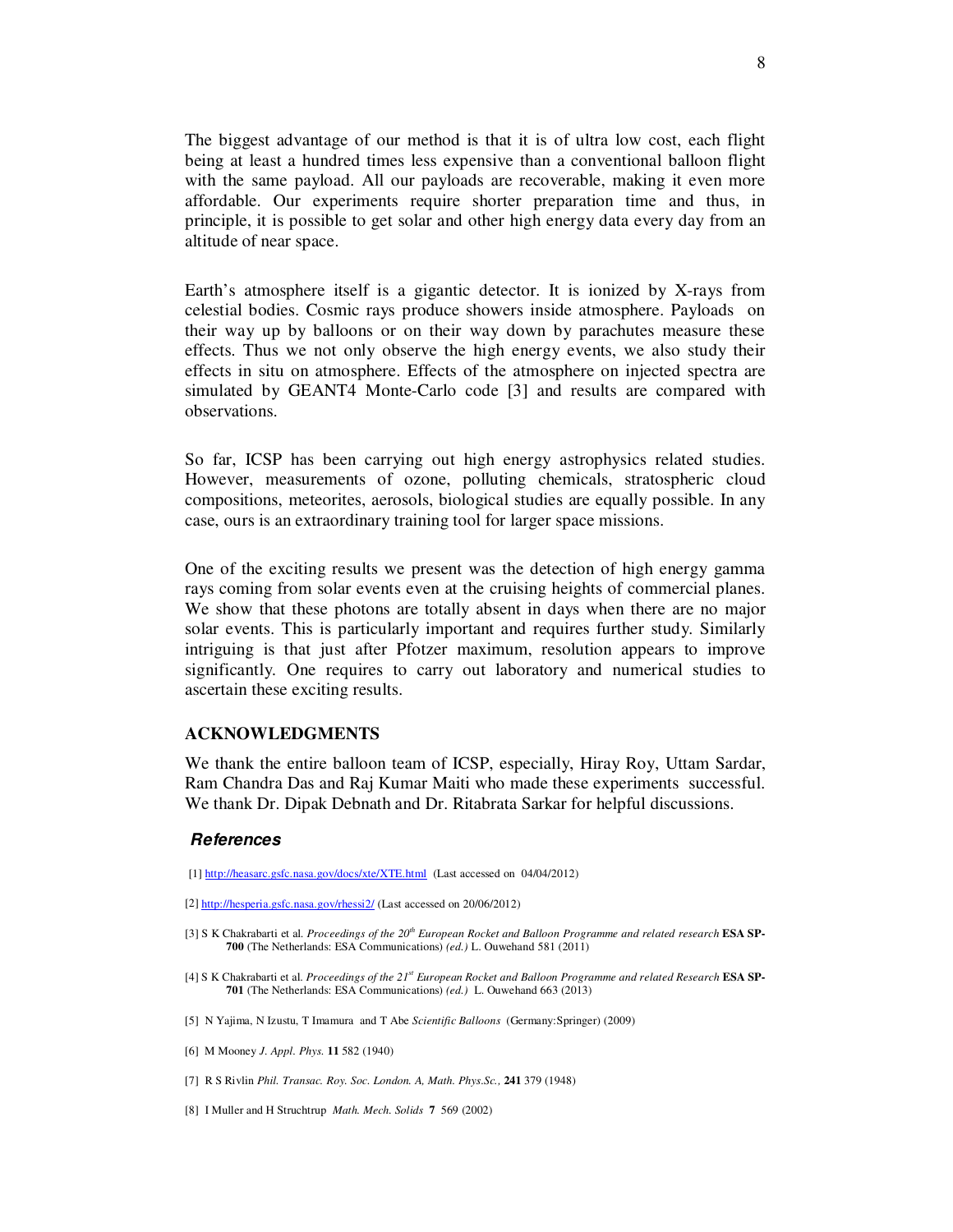The biggest advantage of our method is that it is of ultra low cost, each flight being at least a hundred times less expensive than a conventional balloon flight with the same payload. All our payloads are recoverable, making it even more affordable. Our experiments require shorter preparation time and thus, in principle, it is possible to get solar and other high energy data every day from an altitude of near space.

Earth's atmosphere itself is a gigantic detector. It is ionized by X-rays from celestial bodies. Cosmic rays produce showers inside atmosphere. Payloads on their way up by balloons or on their way down by parachutes measure these effects. Thus we not only observe the high energy events, we also study their effects in situ on atmosphere. Effects of the atmosphere on injected spectra are simulated by GEANT4 Monte-Carlo code [3] and results are compared with observations.

So far, ICSP has been carrying out high energy astrophysics related studies. However, measurements of ozone, polluting chemicals, stratospheric cloud compositions, meteorites, aerosols, biological studies are equally possible. In any case, ours is an extraordinary training tool for larger space missions.

One of the exciting results we present was the detection of high energy gamma rays coming from solar events even at the cruising heights of commercial planes. We show that these photons are totally absent in days when there are no major solar events. This is particularly important and requires further study. Similarly intriguing is that just after Pfotzer maximum, resolution appears to improve significantly. One requires to carry out laboratory and numerical studies to ascertain these exciting results.

## ACKNOWLEDGMENTS

We thank the entire balloon team of ICSP, especially, Hiray Roy, Uttam Sardar, Ram Chandra Das and Raj Kumar Maiti who made these experiments successful. We thank Dr. Dipak Debnath and Dr. Ritabrata Sarkar for helpful discussions.

## *References*

[1] http://heasarc.gsfc.nasa.gov/docs/xte/XTE.html (Last accessed on 04/04/2012)

[2] http://hesperia.gsfc.nasa.gov/rhessi2/ (Last accessed on 20/06/2012)

[3] S K Chakrabarti et al. *Proceedings of the 20th European Rocket and Balloon Programme and related research* **ESA SP-700** (The Netherlands: ESA Communications) *(ed.)* L. Ouwehand 581 (2011)

[4] S K Chakrabarti et al. *Proceedings of the 21st European Rocket and Balloon Programme and related Research* **ESA SP-701** (The Netherlands: ESA Communications) *(ed.)* L. Ouwehand 663 (2013)

[5] N Yajima, N Izustu, T Imamura and T Abe *Scientific Balloons* (Germany:Springer) (2009)

[6] M Mooney *J. Appl. Phys.* **11** 582 (1940)

[7] R S Rivlin *Phil. Transac. Roy. Soc. London. A, Math. Phys.Sc.,* **241** 379 (1948)

[8] I Muller and H Struchtrup *Math. Mech. Solids* **7** 569 (2002)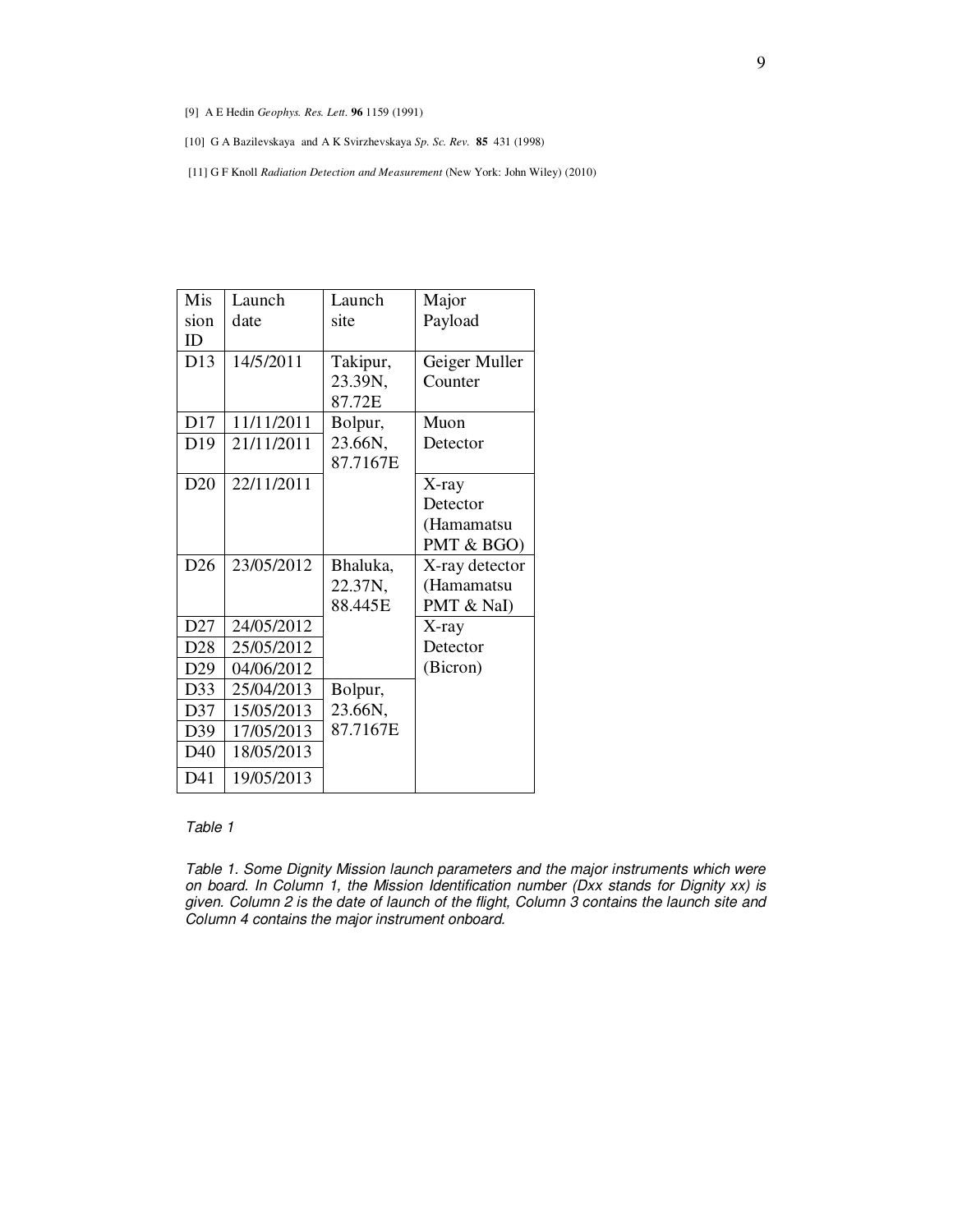[9] A E Hedin *Geophys. Res. Lett.* **96** 1159 (1991)

[10] G A Bazilevskaya and A K Svirzhevskaya *Sp. Sc. Rev.* **85** 431 (1998)

[11] G F Knoll *Radiation Detection and Measurement* (New York: John Wiley) (2010)

| Mission ID | Launch date | Launch site | Major Payload |
|---|---|---|---|
| D13 | 14/5/2011 | Takipur, 23.39N, 87.72E | Geiger Muller Counter |
| D17 | 11/11/2011 | Bolpur, 23.66N, 87.7167E | Muon Detector |
| D19 | 21/11/2011 | | |
| D20 | 22/11/2011 | | X-ray Detector (Hamamatsu PMT & BGO) |
| D26 | 23/05/2012 | Bhaluka, 22.37N, 88.445E | X-ray detector (Hamamatsu PMT & NaI) |
| D27 | 24/05/2012 | | X-ray Detector (Bicron) |
| D28 | 25/05/2012 | | |
| D29 | 04/06/2012 | | |
| D33 | 25/04/2013 | Bolpur, 23.66N, 87.7167E | |
| D37 | 15/05/2013 | | |
| D39 | 17/05/2013 | | |
| D40 | 18/05/2013 | | |
| D41 | 19/05/2013 | | |

*Table 1*

*Table 1. Some Dignity Mission launch parameters and the major instruments which were on board. In Column 1, the Mission Identification number (Dxx stands for Dignity xx) is given. Column 2 is the date of launch of the flight, Column 3 contains the launch site and Column 4 contains the major instrument onboard.*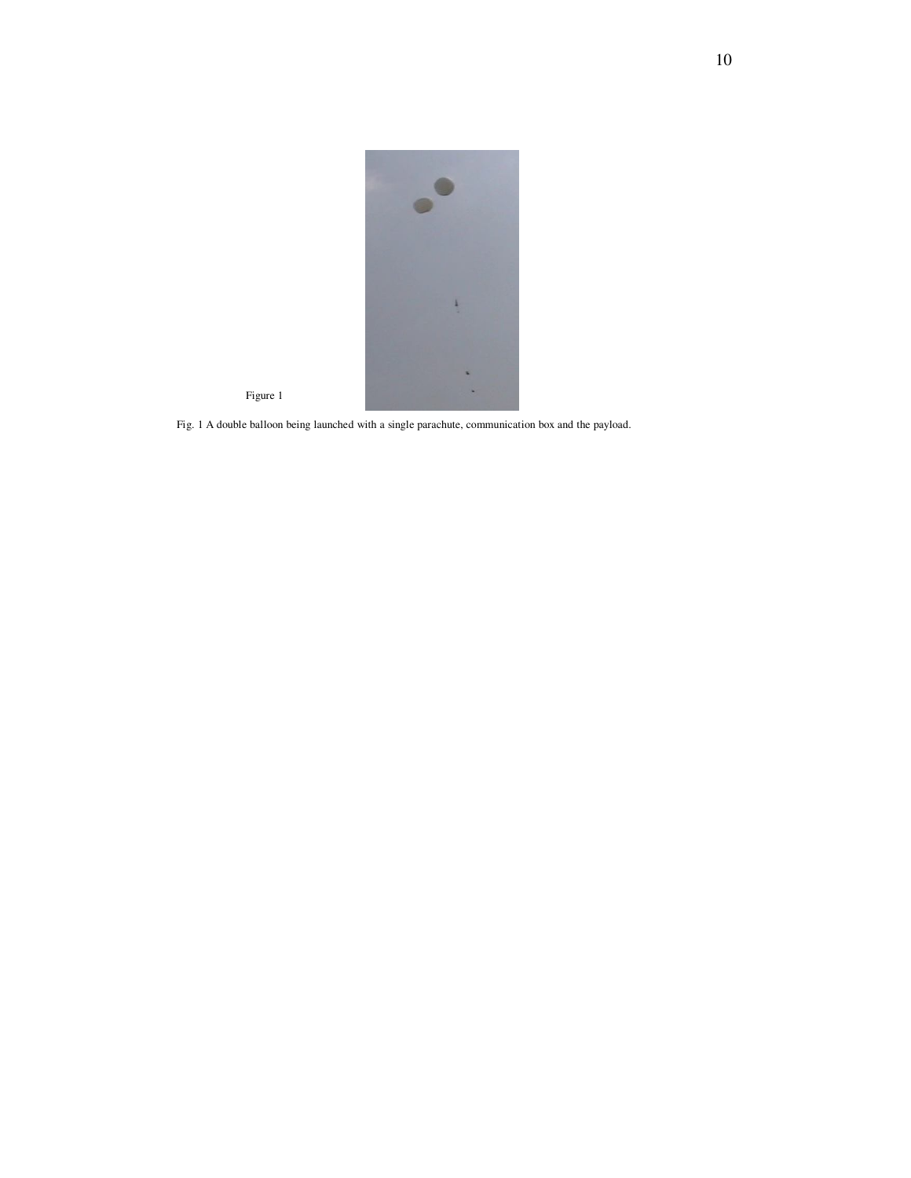Figure 1

Fig. 1 A double balloon being launched with a single parachute, communication box and the payload.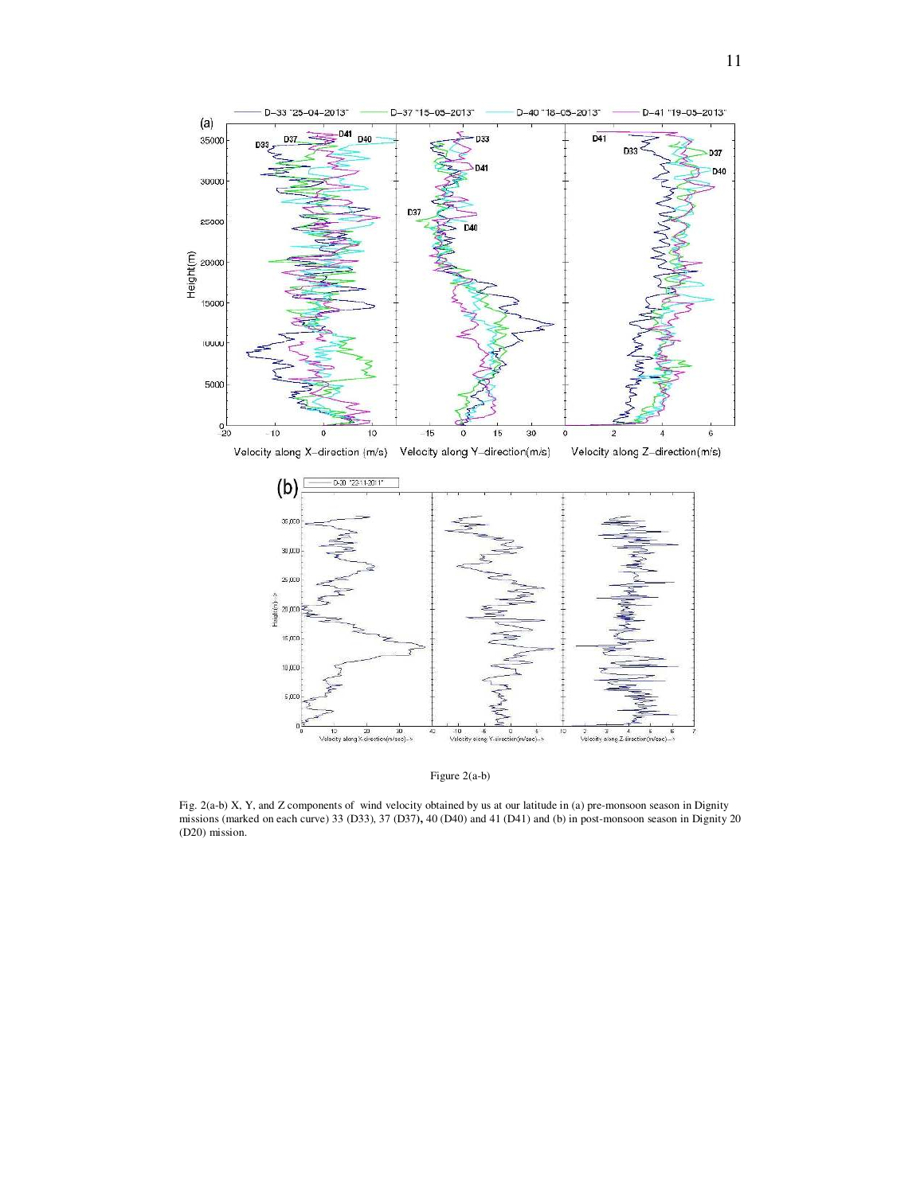Figure 2(a-b)

Fig. 2(a-b) X, Y, and Z components of wind velocity obtained by us at our latitude in (a) pre-monsoon season in Dignity missions (marked on each curve) 33 (D33), 37 (D37), 40 (D40) and 41 (D41) and (b) in post-monsoon season in Dignity 20 (D20) mission.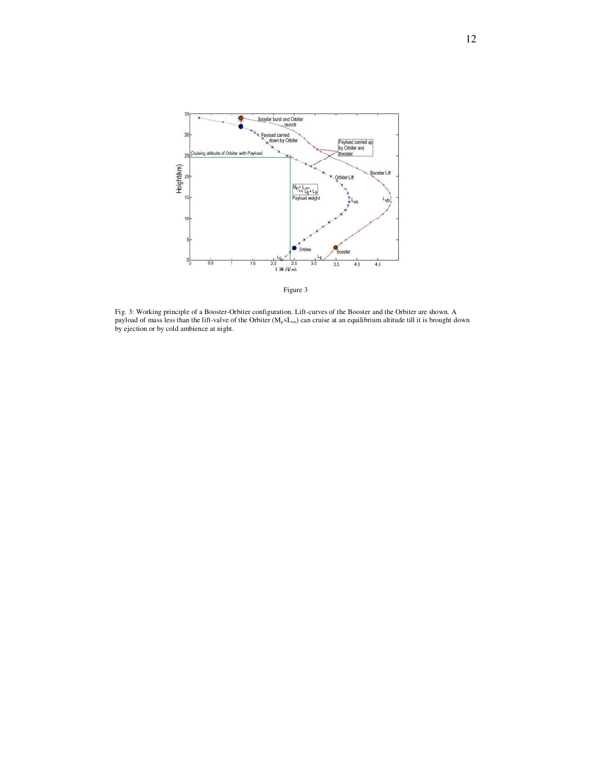Figure 3

Fig. 3: Working principle of a Booster-Orbiter configuration. Lift-curves of the Booster and the Orbiter are shown. A payload of mass less than the lift-valve of the Orbiter ($M_p<L_{vo}$) can cruise at an equilibrium altitude till it is brought down by ejection or by cold ambience at night.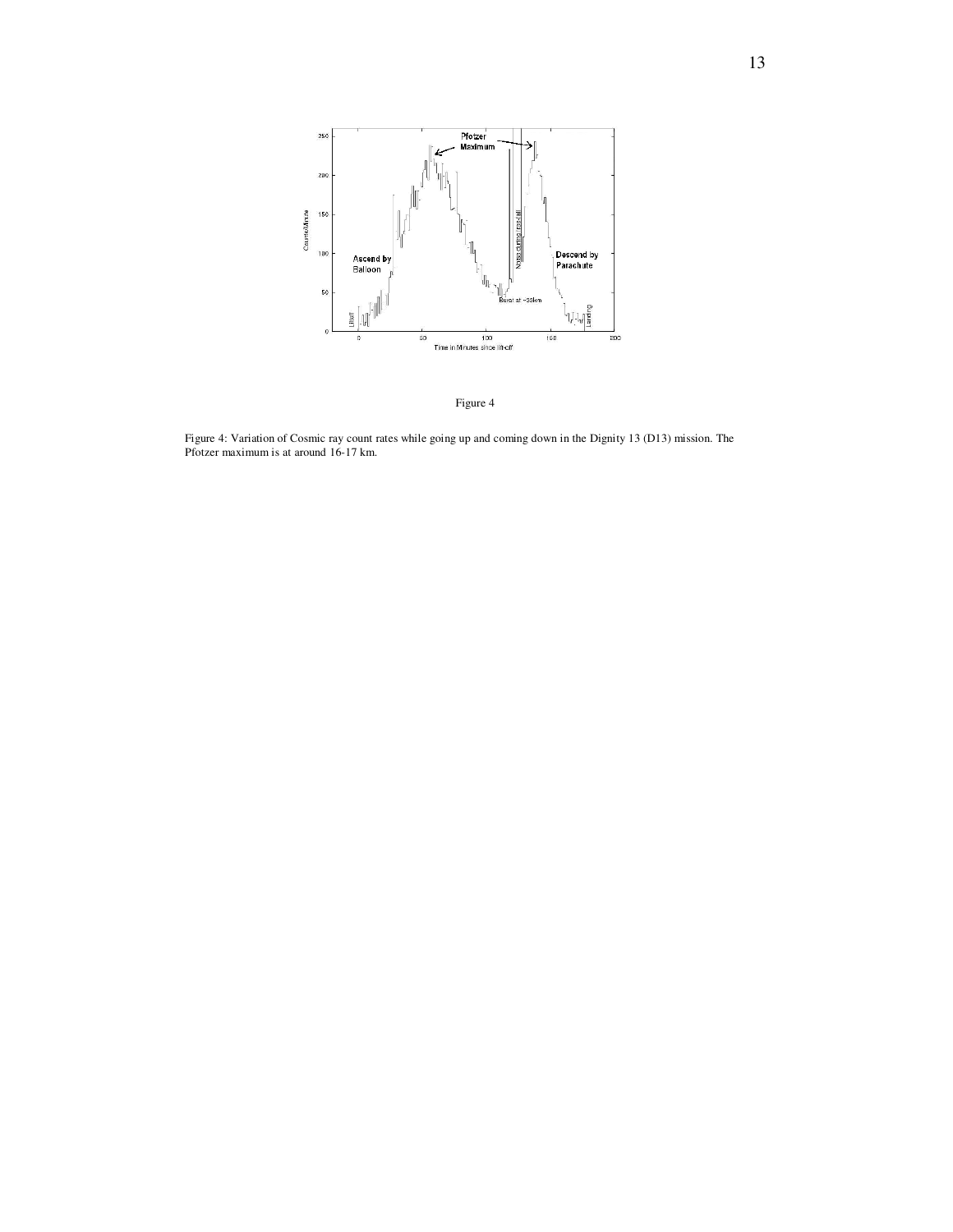Figure 4

Figure 4: Variation of Cosmic ray count rates while going up and coming down in the Dignity 13 (D13) mission. The Pfotzer maximum is at around 16-17 km.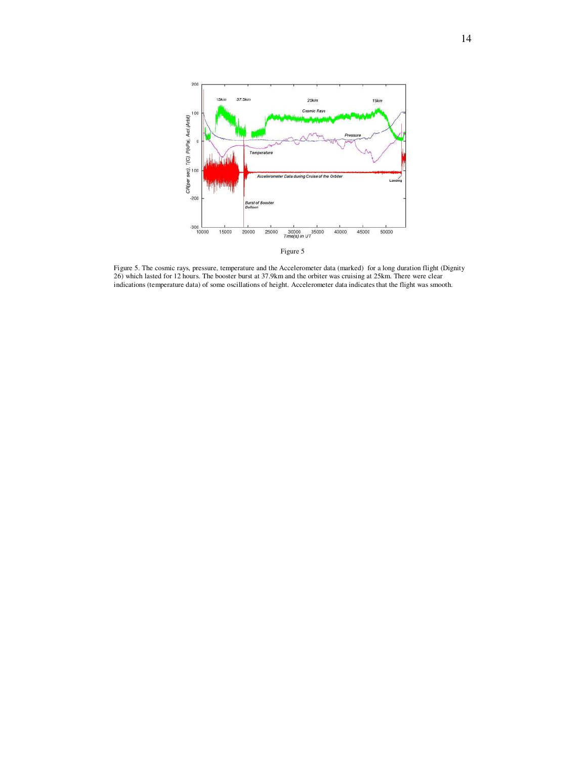Figure 5

Figure 5. The cosmic rays, pressure, temperature and the Accelerometer data (marked) for a long duration flight (Dignity 26) which lasted for 12 hours. The booster burst at 37.9km and the orbiter was cruising at 25km. There were clear indications (temperature data) of some oscillations of height. Accelerometer data indicates that the flight was smooth.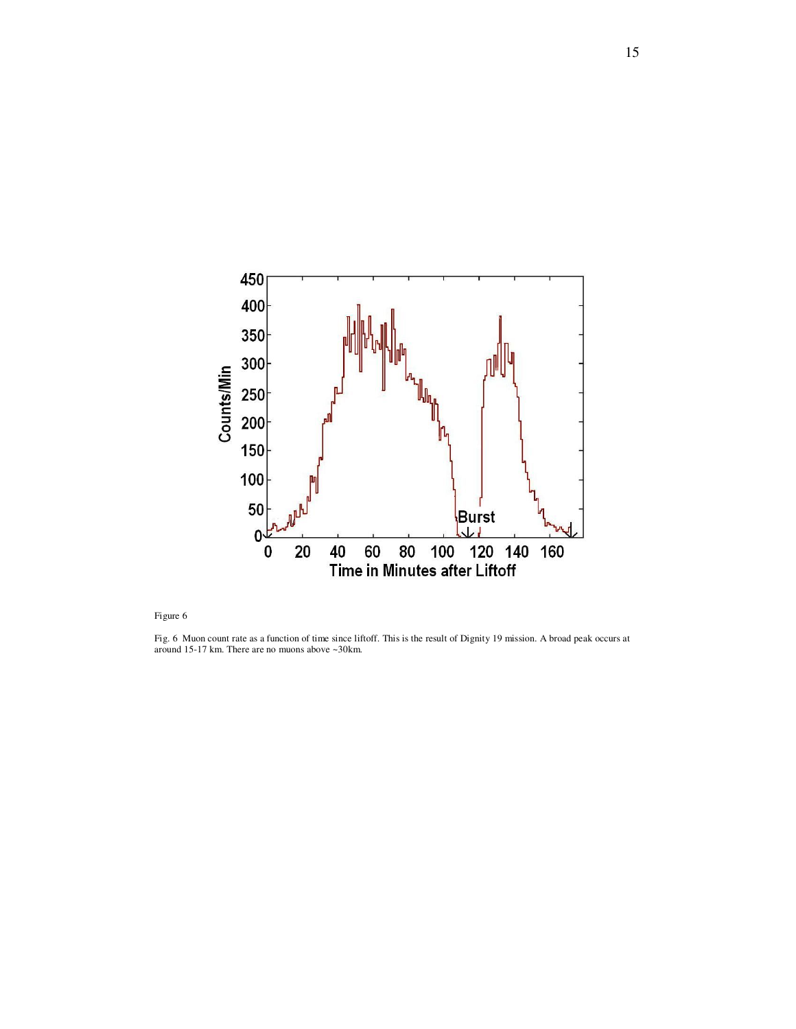Figure 6

Fig. 6 Muon count rate as a function of time since liftoff. This is the result of Dignity 19 mission. A broad peak occurs at around 15-17 km. There are no muons above ~30km.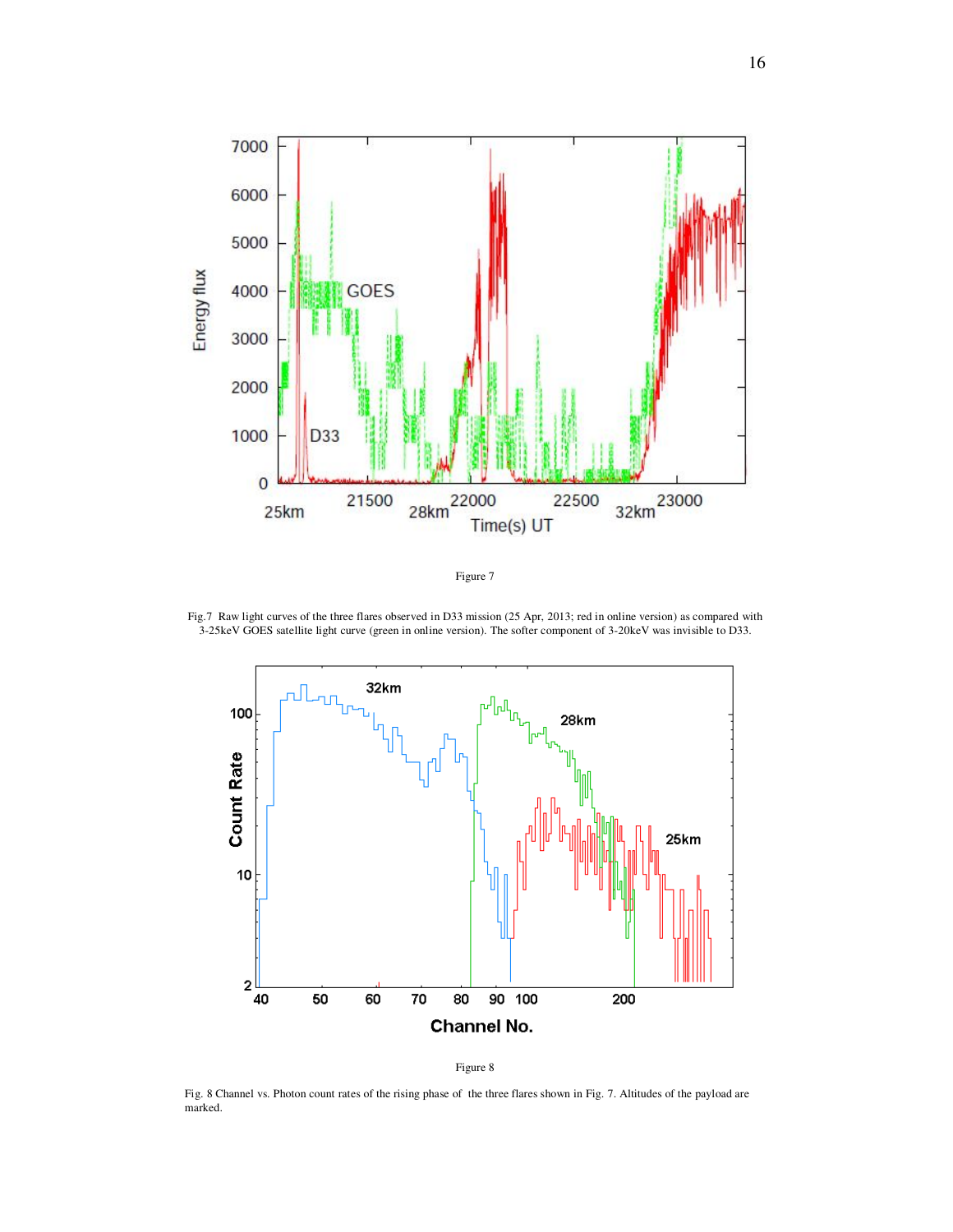Figure 7

Fig.7 Raw light curves of the three flares observed in D33 mission (25 Apr, 2013; red in online version) as compared with 3-25keV GOES satellite light curve (green in online version). The softer component of 3-20keV was invisible to D33.

Figure 8

Fig. 8 Channel vs. Photon count rates of the rising phase of the three flares shown in Fig. 7. Altitudes of the payload are marked.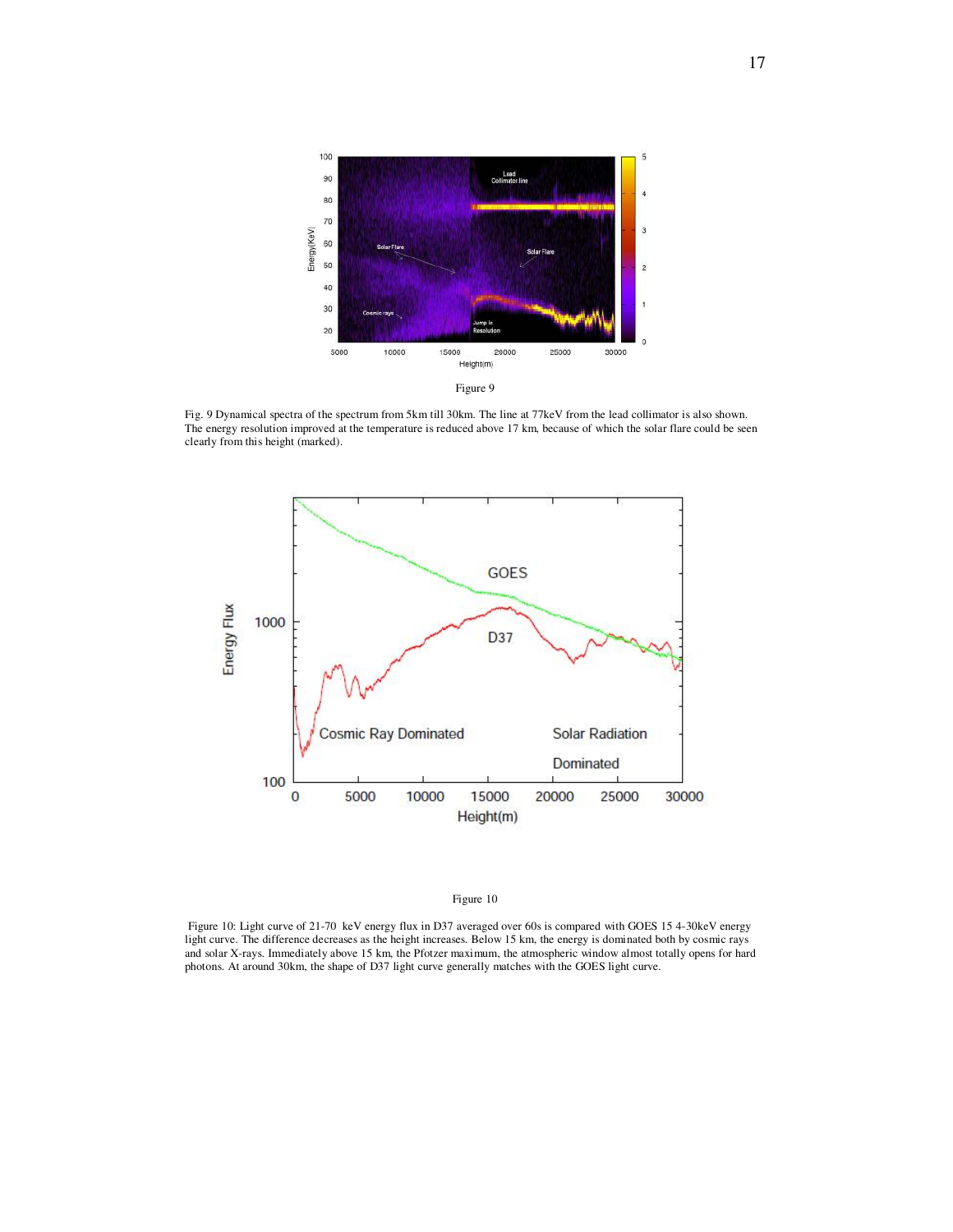Figure 9

Fig. 9 Dynamical spectra of the spectrum from 5km till 30km. The line at 77keV from the lead collimator is also shown. The energy resolution improved at the temperature is reduced above 17 km, because of which the solar flare could be seen clearly from this height (marked).

Figure 10

Figure 10: Light curve of 21-70 keV energy flux in D37 averaged over 60s is compared with GOES 15 4-30keV energy light curve. The difference decreases as the height increases. Below 15 km, the energy is dominated both by cosmic rays and solar X-rays. Immediately above 15 km, the Pfotzer maximum, the atmospheric window almost totally opens for hard photons. At around 30km, the shape of D37 light curve generally matches with the GOES light curve.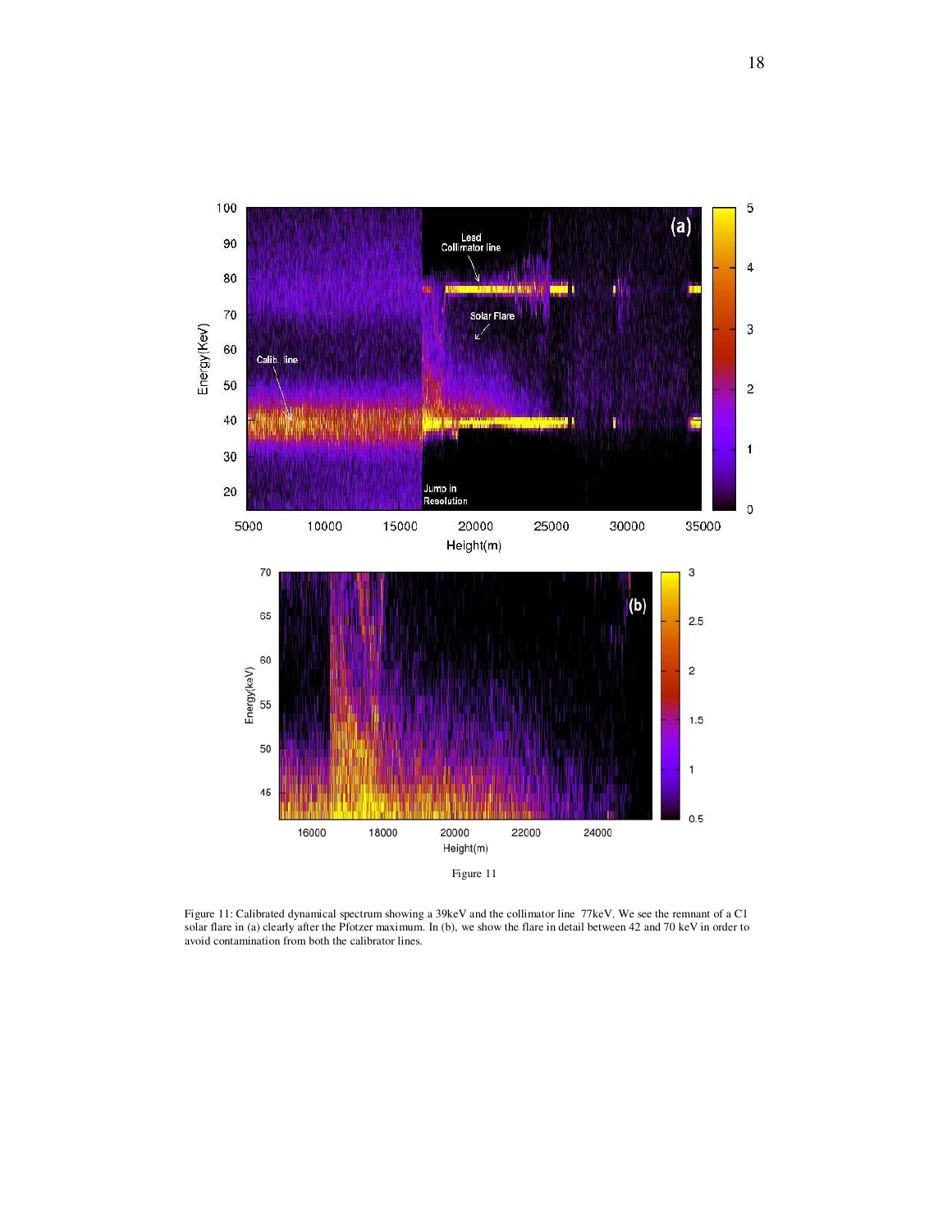Figure 11

Figure 11: Calibrated dynamical spectrum showing a 39keV and the collimator line 77keV. We see the remnant of a C1 solar flare in (a) clearly after the Pfotzer maximum. In (b), we show the flare in detail between 42 and 70 keV in order to avoid contamination from both the calibrator lines.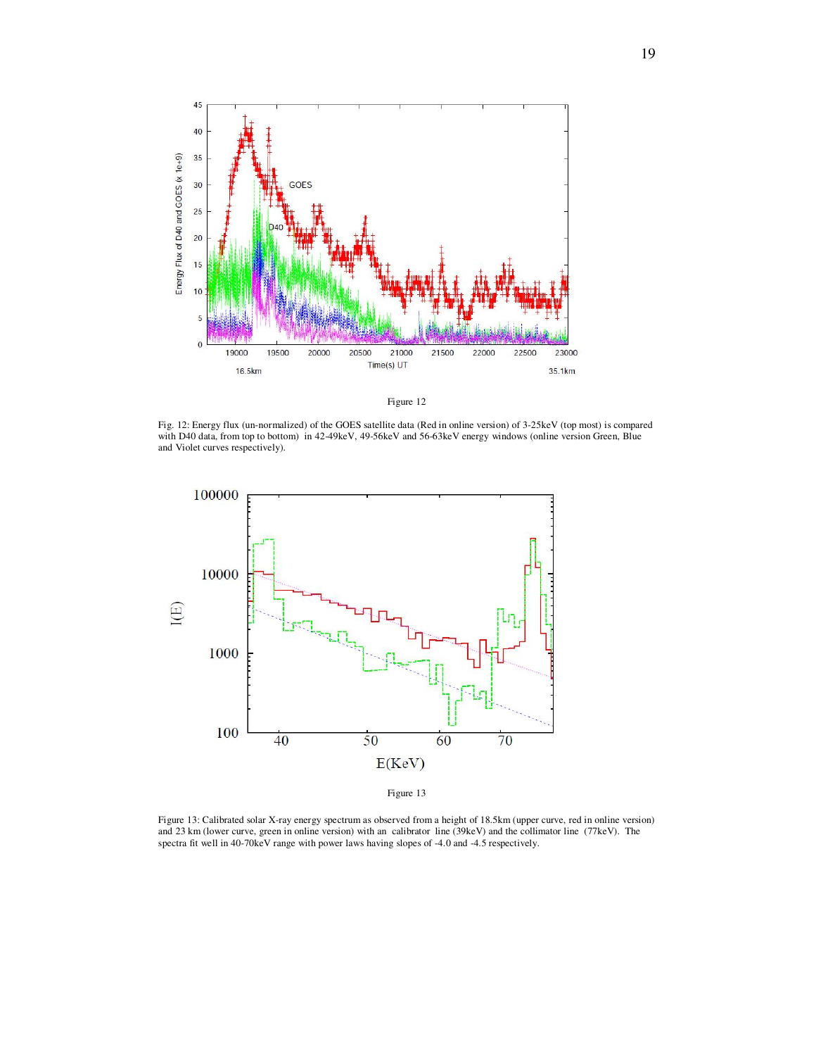45
40
35
30
25
20
15
10
5
0

Energy Flux of D40 and GOES (x 1e+9)

GOES

D40

19000 19500 20000 20500 21000 21500 22000 22500 23000

Time(s) UT

16.5km

35.1km

Figure 12

Fig. 12: Energy flux (un-normalized) of the GOES satellite data (Red in online version) of 3-25keV (top most) is compared with D40 data, from top to bottom) in 42-49keV, 49-56keV and 56-63keV energy windows (online version Green, Blue and Violet curves respectively).

100000

10000

1000

100

I(E)

40 50 60 70

E(KeV)

Figure 13

Figure 13: Calibrated solar X-ray energy spectrum as observed from a height of 18.5km (upper curve, red in online version) and 23 km (lower curve, green in online version) with an calibrator line (39keV) and the collimator line (77keV). The spectra fit well in 40-70keV range with power laws having slopes of -4.0 and -4.5 respectively.